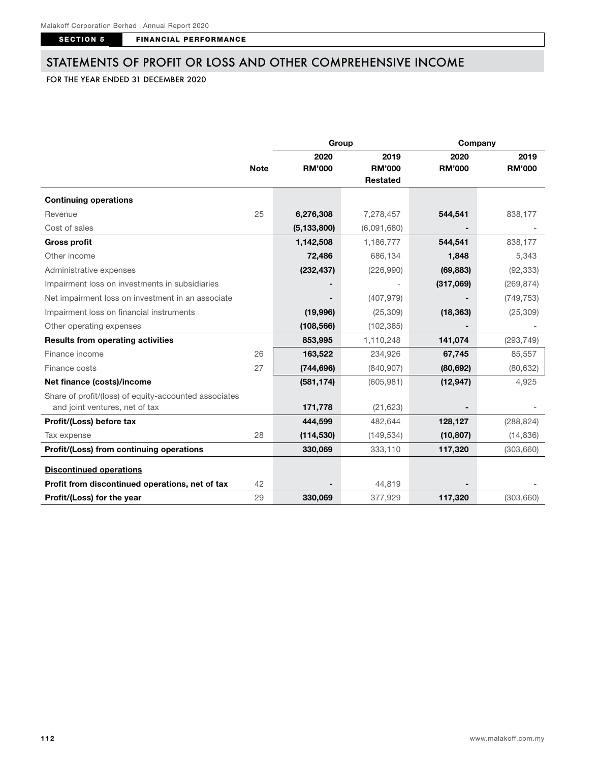## STATEMENTS OF PROFIT OR LOSS AND OTHER COMPREHENSIVE INCOME

FOR THE YEAR ENDED 31 DECEMBER 2020

| | Note | Group 2020 RM'000 | Group 2019 RM'000 Restated | Company 2020 RM'000 | Company 2019 RM'000 |
|---|---|---|---|---|---|
| **Continuing operations** | | | | | |
| Revenue | 25 | **6,276,308** | 7,278,457 | **544,541** | 838,177 |
| Cost of sales | | **(5,133,800)** | (6,091,680) | **-** | - |
| **Gross profit** | | **1,142,508** | 1,186,777 | **544,541** | 838,177 |
| Other income | | **72,486** | 686,134 | **1,848** | 5,343 |
| Administrative expenses | | **(232,437)** | (226,990) | **(69,883)** | (92,333) |
| Impairment loss on investments in subsidiaries | | **-** | - | **(317,069)** | (269,874) |
| Net impairment loss on investment in an associate | | **-** | (407,979) | **-** | (749,753) |
| Impairment loss on financial instruments | | **(19,996)** | (25,309) | **(18,363)** | (25,309) |
| Other operating expenses | | **(108,566)** | (102,385) | **-** | - |
| **Results from operating activities** | | **853,995** | 1,110,248 | **141,074** | (293,749) |
| Finance income | 26 | **163,522** | 234,926 | **67,745** | 85,557 |
| Finance costs | 27 | **(744,696)** | (840,907) | **(80,692)** | (80,632) |
| **Net finance (costs)/income** | | **(581,174)** | (605,981) | **(12,947)** | 4,925 |
| Share of profit/(loss) of equity-accounted associates and joint ventures, net of tax | | **171,778** | (21,623) | **-** | - |
| **Profit/(Loss) before tax** | | **444,599** | 482,644 | **128,127** | (288,824) |
| Tax expense | 28 | **(114,530)** | (149,534) | **(10,807)** | (14,836) |
| **Profit/(Loss) from continuing operations** | | **330,069** | 333,110 | **117,320** | (303,660) |
| **Discontinued operations** | | | | | |
| **Profit from discontinued operations, net of tax** | 42 | **-** | 44,819 | **-** | - |
| **Profit/(Loss) for the year** | 29 | **330,069** | 377,929 | **117,320** | (303,660) |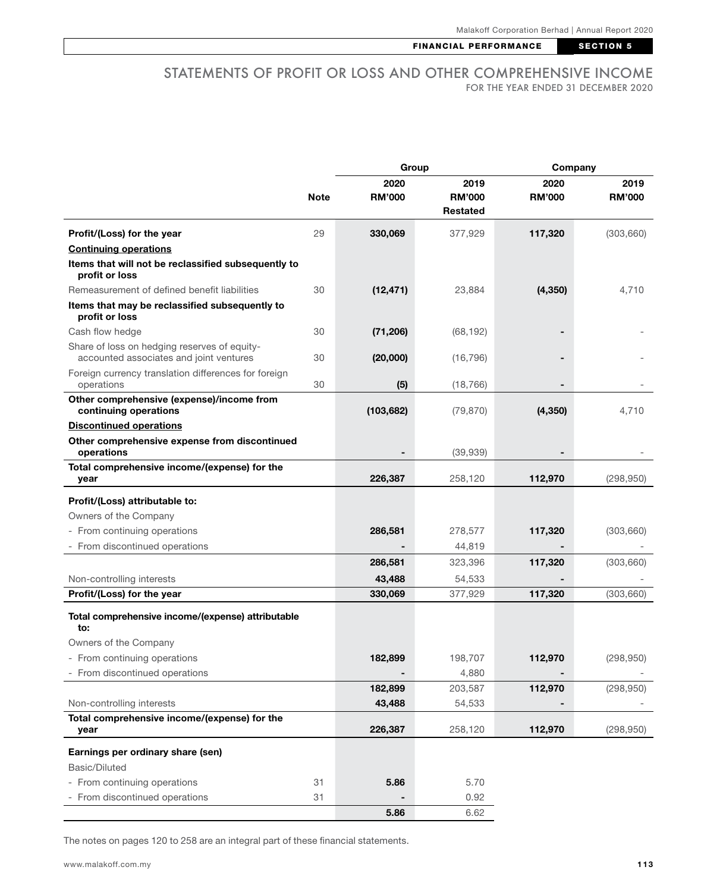# STATEMENTS OF PROFIT OR LOSS AND OTHER COMPREHENSIVE INCOME

FOR THE YEAR ENDED 31 DECEMBER 2020

| | | Group | | Company | |
|---|---|---|---|---|---|
| | **Note** | **2020 RM'000** | **2019 RM'000 Restated** | **2020 RM'000** | **2019 RM'000** |
| **Profit/(Loss) for the year** | 29 | **330,069** | 377,929 | **117,320** | (303,660) |
| **Continuing operations** | | | | | |
| **Items that will not be reclassified subsequently to profit or loss** | | | | | |
| Remeasurement of defined benefit liabilities | 30 | **(12,471)** | 23,884 | **(4,350)** | 4,710 |
| **Items that may be reclassified subsequently to profit or loss** | | | | | |
| Cash flow hedge | 30 | **(71,206)** | (68,192) | **-** | - |
| Share of loss on hedging reserves of equity-accounted associates and joint ventures | 30 | **(20,000)** | (16,796) | **-** | - |
| Foreign currency translation differences for foreign operations | 30 | **(5)** | (18,766) | **-** | - |
| **Other comprehensive (expense)/income from continuing operations** | | **(103,682)** | (79,870) | **(4,350)** | 4,710 |
| **Discontinued operations** | | | | | |
| **Other comprehensive expense from discontinued operations** | | **-** | (39,939) | **-** | - |
| **Total comprehensive income/(expense) for the year** | | **226,387** | 258,120 | **112,970** | (298,950) |
| **Profit/(Loss) attributable to:** | | | | | |
| Owners of the Company | | | | | |
| - From continuing operations | | **286,581** | 278,577 | **117,320** | (303,660) |
| - From discontinued operations | | **-** | 44,819 | **-** | - |
| | | **286,581** | 323,396 | **117,320** | (303,660) |
| Non-controlling interests | | **43,488** | 54,533 | **-** | - |
| **Profit/(Loss) for the year** | | **330,069** | 377,929 | **117,320** | (303,660) |
| **Total comprehensive income/(expense) attributable to:** | | | | | |
| Owners of the Company | | | | | |
| - From continuing operations | | **182,899** | 198,707 | **112,970** | (298,950) |
| - From discontinued operations | | **-** | 4,880 | **-** | - |
| | | **182,899** | 203,587 | **112,970** | (298,950) |
| Non-controlling interests | | **43,488** | 54,533 | **-** | - |
| **Total comprehensive income/(expense) for the year** | | **226,387** | 258,120 | **112,970** | (298,950) |
| **Earnings per ordinary share (sen)** | | | | | |
| Basic/Diluted | | | | | |
| - From continuing operations | 31 | **5.86** | 5.70 | | |
| - From discontinued operations | 31 | **-** | 0.92 | | |
| | | **5.86** | 6.62 | | |

The notes on pages 120 to 258 are an integral part of these financial statements.